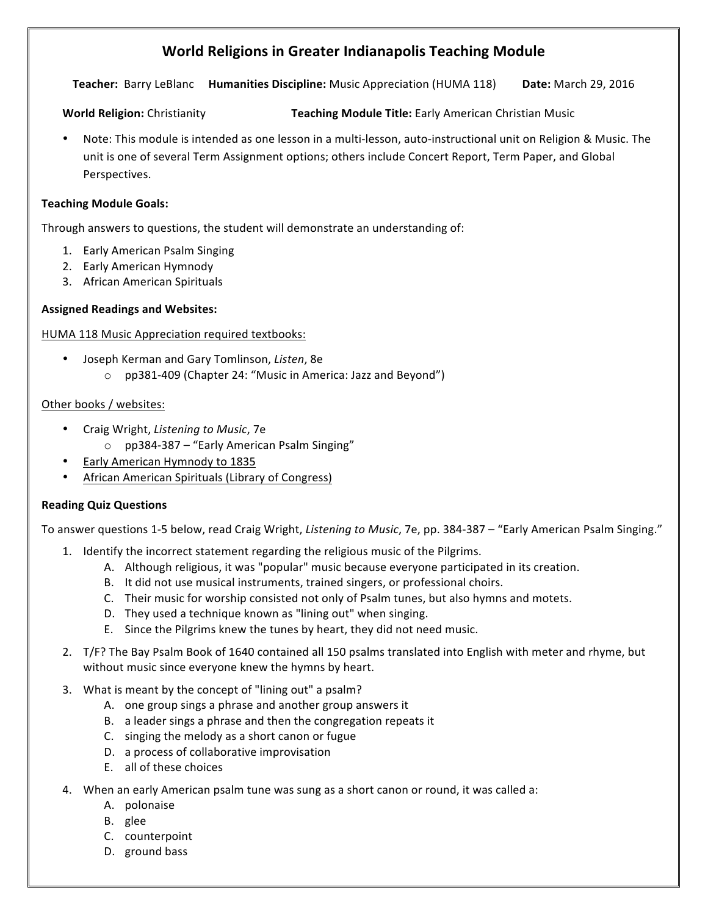# World Religions in Greater Indianapolis Teaching Module

**Teacher:** Barry LeBlanc **Humanities Discipline:** Music Appreciation (HUMA 118) **Date:** March 29, 2016

**World Religion:** Christianity **Teaching Module Title:** Early American Christian Music

- Note: This module is intended as one lesson in a multi-lesson, auto-instructional unit on Religion & Music. The unit is one of several Term Assignment options; others include Concert Report, Term Paper, and Global Perspectives.

**Teaching Module Goals:**

Through answers to questions, the student will demonstrate an understanding of:

1. Early American Psalm Singing
2. Early American Hymnody
3. African American Spirituals

**Assigned Readings and Websites:**

HUMA 118 Music Appreciation required textbooks:

- Joseph Kerman and Gary Tomlinson, *Listen*, 8e
  - pp381-409 (Chapter 24: "Music in America: Jazz and Beyond")

Other books / websites:

- Craig Wright, *Listening to Music*, 7e
  - pp384-387 – "Early American Psalm Singing"
- Early American Hymnody to 1835
- African American Spirituals (Library of Congress)

**Reading Quiz Questions**

To answer questions 1-5 below, read Craig Wright, *Listening to Music*, 7e, pp. 384-387 – "Early American Psalm Singing."

1. Identify the incorrect statement regarding the religious music of the Pilgrims.
   A. Although religious, it was "popular" music because everyone participated in its creation.
   B. It did not use musical instruments, trained singers, or professional choirs.
   C. Their music for worship consisted not only of Psalm tunes, but also hymns and motets.
   D. They used a technique known as "lining out" when singing.
   E. Since the Pilgrims knew the tunes by heart, they did not need music.
2. T/F? The Bay Psalm Book of 1640 contained all 150 psalms translated into English with meter and rhyme, but without music since everyone knew the hymns by heart.
3. What is meant by the concept of "lining out" a psalm?
   A. one group sings a phrase and another group answers it
   B. a leader sings a phrase and then the congregation repeats it
   C. singing the melody as a short canon or fugue
   D. a process of collaborative improvisation
   E. all of these choices
4. When an early American psalm tune was sung as a short canon or round, it was called a:
   A. polonaise
   B. glee
   C. counterpoint
   D. ground bass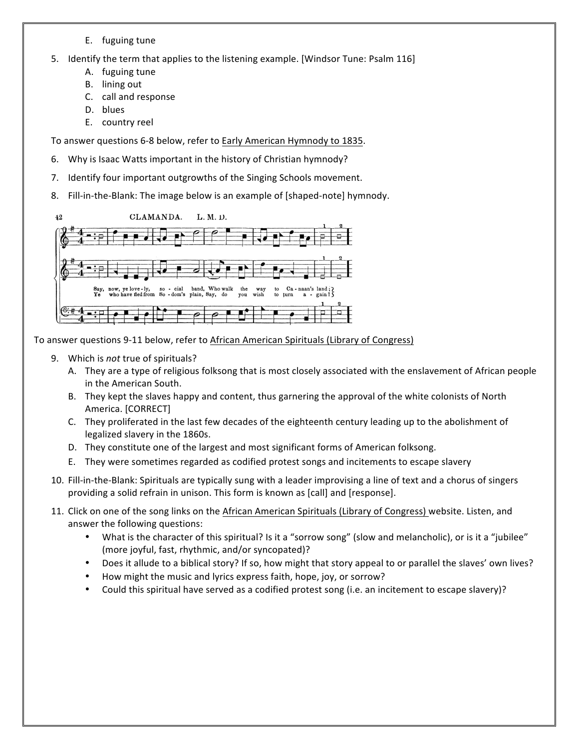E. fuguing tune

5. Identify the term that applies to the listening example. [Windsor Tune: Psalm 116]
   A. fuguing tune
   B. lining out
   C. call and response
   D. blues
   E. country reel

To answer questions 6-8 below, refer to Early American Hymnody to 1835.

6. Why is Isaac Watts important in the history of Christian hymnody?
7. Identify four important outgrowths of the Singing Schools movement.
8. Fill-in-the-Blank: The image below is an example of [shaped-note] hymnody.

To answer questions 9-11 below, refer to African American Spirituals (Library of Congress)

9. Which is *not* true of spirituals?
   A. They are a type of religious folksong that is most closely associated with the enslavement of African people in the American South.
   B. They kept the slaves happy and content, thus garnering the approval of the white colonists of North America. [CORRECT]
   C. They proliferated in the last few decades of the eighteenth century leading up to the abolishment of legalized slavery in the 1860s.
   D. They constitute one of the largest and most significant forms of American folksong.
   E. They were sometimes regarded as codified protest songs and incitements to escape slavery
10. Fill-in-the-Blank: Spirituals are typically sung with a leader improvising a line of text and a chorus of singers providing a solid refrain in unison. This form is known as [call] and [response].
11. Click on one of the song links on the African American Spirituals (Library of Congress) website. Listen, and answer the following questions:
    - What is the character of this spiritual? Is it a “sorrow song” (slow and melancholic), or is it a “jubilee” (more joyful, fast, rhythmic, and/or syncopated)?
    - Does it allude to a biblical story? If so, how might that story appeal to or parallel the slaves’ own lives?
    - How might the music and lyrics express faith, hope, joy, or sorrow?
    - Could this spiritual have served as a codified protest song (i.e. an incitement to escape slavery)?